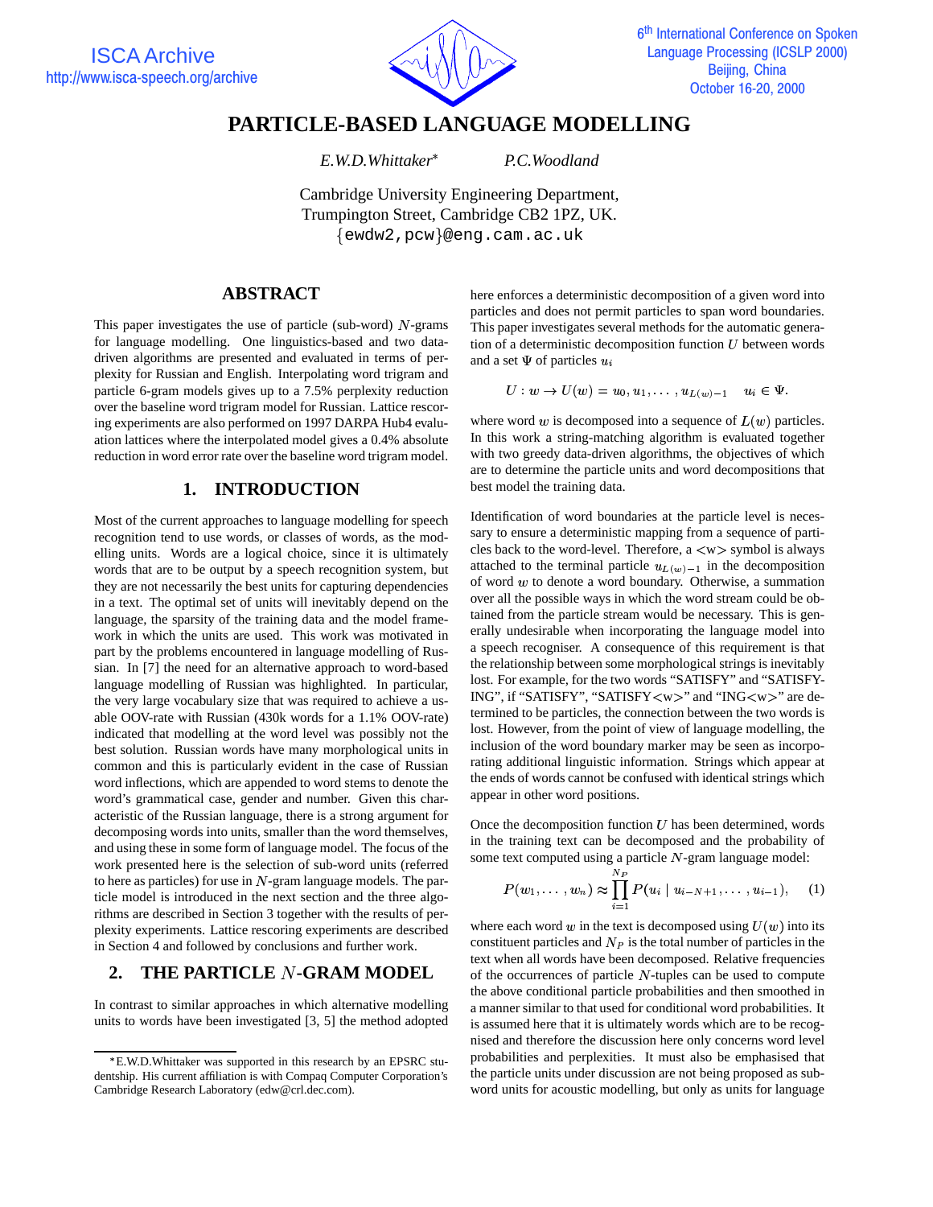# PARTICLE-BASED LANGUAGE MODELLING

*E.W.D.Whittaker*\* *P.C.Woodland*

Cambridge University Engineering Department,
Trumpington Street, Cambridge CB2 1PZ, UK.
{ewdw2,pcw}@eng.cam.ac.uk

## ABSTRACT

This paper investigates the use of particle (sub-word) $N$-grams for language modelling. One linguistics-based and two data-driven algorithms are presented and evaluated in terms of perplexity for Russian and English. Interpolating word trigram and particle 6-gram models gives up to a 7.5% perplexity reduction over the baseline word trigram model for Russian. Lattice rescoring experiments are also performed on 1997 DARPA Hub4 evaluation lattices where the interpolated model gives a 0.4% absolute reduction in word error rate over the baseline word trigram model.

## 1. INTRODUCTION

Most of the current approaches to language modelling for speech recognition tend to use words, or classes of words, as the modelling units. Words are a logical choice, since it is ultimately words that are to be output by a speech recognition system, but they are not necessarily the best units for capturing dependencies in a text. The optimal set of units will inevitably depend on the language, the sparsity of the training data and the model framework in which the units are used. This work was motivated in part by the problems encountered in language modelling of Russian. In [7] the need for an alternative approach to word-based language modelling of Russian was highlighted. In particular, the very large vocabulary size that was required to achieve a usable OOV-rate with Russian (430k words for a 1.1% OOV-rate) indicated that modelling at the word level was possibly not the best solution. Russian words have many morphological units in common and this is particularly evident in the case of Russian word inflections, which are appended to word stems to denote the word's grammatical case, gender and number. Given this characteristic of the Russian language, there is a strong argument for decomposing words into units, smaller than the word themselves, and using these in some form of language model. The focus of the work presented here is the selection of sub-word units (referred to here as particles) for use in $N$-gram language models. The particle model is introduced in the next section and the three algorithms are described in Section 3 together with the results of perplexity experiments. Lattice rescoring experiments are described in Section 4 and followed by conclusions and further work.

## 2. THE PARTICLE $N$-GRAM MODEL

In contrast to similar approaches in which alternative modelling units to words have been investigated [3, 5] the method adopted here enforces a deterministic decomposition of a given word into particles and does not permit particles to span word boundaries. This paper investigates several methods for the automatic generation of a deterministic decomposition function $U$ between words and a set $\Psi$ of particles $u_i$

$$U : w \rightarrow U(w) = u_0, u_1, \ldots, u_{L(w)-1} \quad u_i \in \Psi.$$

where word $w$ is decomposed into a sequence of $L(w)$ particles. In this work a string-matching algorithm is evaluated together with two greedy data-driven algorithms, the objectives of which are to determine the particle units and word decompositions that best model the training data.

Identification of word boundaries at the particle level is necessary to ensure a deterministic mapping from a sequence of particles back to the word-level. Therefore, a <w> symbol is always attached to the terminal particle $u_{L(w)-1}$ in the decomposition of word $w$ to denote a word boundary. Otherwise, a summation over all the possible ways in which the word stream could be obtained from the particle stream would be necessary. This is generally undesirable when incorporating the language model into a speech recogniser. A consequence of this requirement is that the relationship between some morphological strings is inevitably lost. For example, for the two words "SATISFY" and "SATISFYING", if "SATISFY", "SATISFY<w>" and "ING<w>" are determined to be particles, the connection between the two words is lost. However, from the point of view of language modelling, the inclusion of the word boundary marker may be seen as incorporating additional linguistic information. Strings which appear at the ends of words cannot be confused with identical strings which appear in other word positions.

Once the decomposition function $U$ has been determined, words in the training text can be decomposed and the probability of some text computed using a particle $N$-gram language model:

$$P(w_1, \ldots, w_n) \approx \prod_{i=1}^{N_P} P(u_i \mid u_{i-N+1}, \ldots, u_{i-1}), \quad (1)$$

where each word $w$ in the text is decomposed using $U(w)$ into its constituent particles and $N_P$ is the total number of particles in the text when all words have been decomposed. Relative frequencies of the occurrences of particle $N$-tuples can be used to compute the above conditional particle probabilities and then smoothed in a manner similar to that used for conditional word probabilities. It is assumed here that it is ultimately words which are to be recognised and therefore the discussion here only concerns word level probabilities and perplexities. It must also be emphasised that the particle units under discussion are not being proposed as sub-word units for acoustic modelling, but only as units for language

---

\*E.W.D.Whittaker was supported in this research by an EPSRC studentship. His current affiliation is with Compaq Computer Corporation's Cambridge Research Laboratory (edw@crl.dec.com).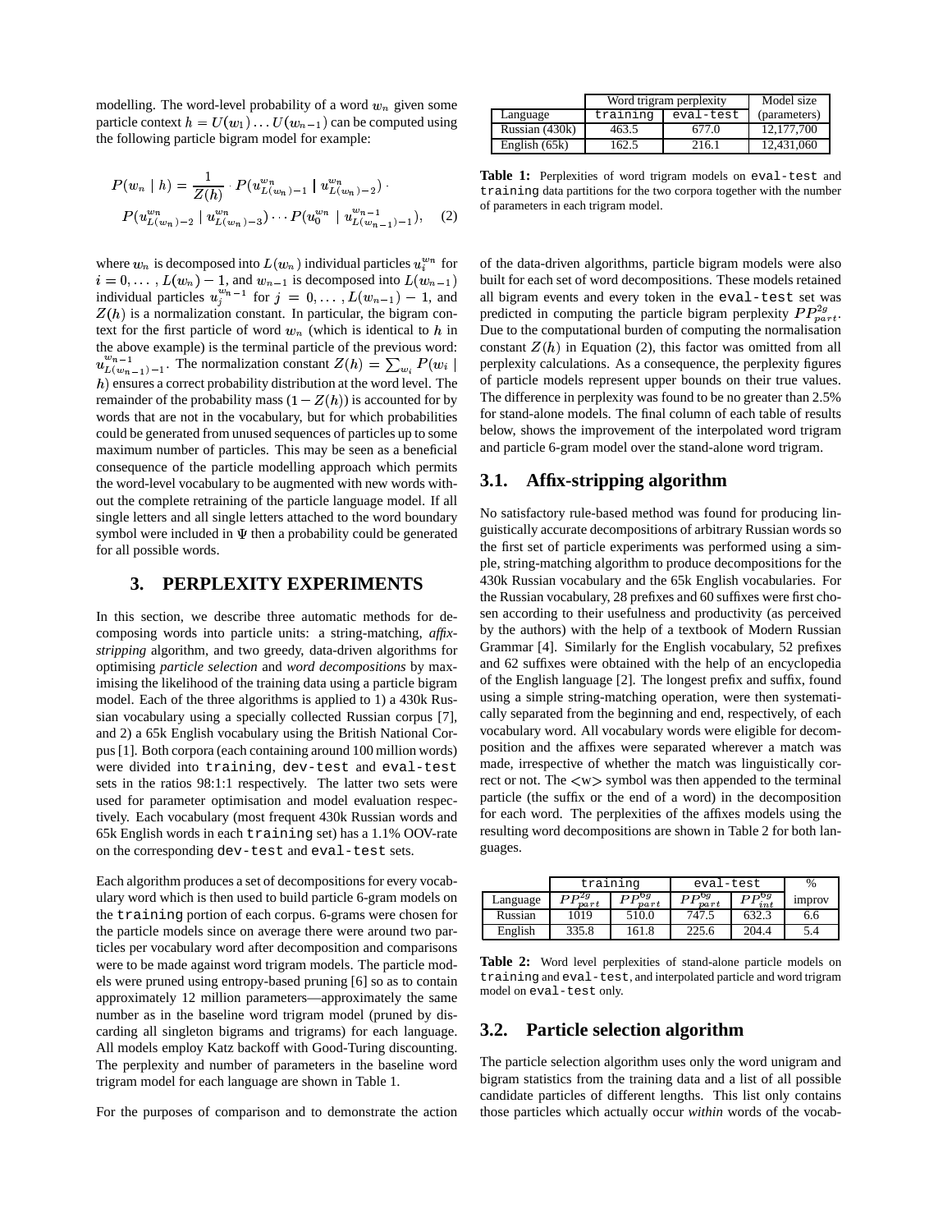modelling. The word-level probability of a word $w_n$ given some particle context $h = U(w_1) \ldots U(w_{n-1})$ can be computed using the following particle bigram model for example:

$$P(w_n \mid h) = \frac{1}{Z(h)} \cdot P(u^{w_n}_{L(w_n)-1} \mid u^{w_n}_{L(w_n)-2}) \cdot P(u^{w_n}_{L(w_n)-2} \mid u^{w_n}_{L(w_n)-3}) \cdots P(u^{w_n}_0 \mid u^{w_{n-1}}_{L(w_{n-1})-1}), \quad (2)$$

where $w_n$ is decomposed into $L(w_n)$ individual particles $u^{w_n}_i$ for $i = 0, \ldots, L(w_n) - 1$, and $w_{n-1}$ is decomposed into $L(w_{n-1})$ individual particles $u^{w_{n-1}}_j$ for $j = 0, \ldots, L(w_{n-1}) - 1$, and $Z(h)$ is a normalization constant. In particular, the bigram context for the first particle of word $w_n$ (which is identical to $h$ in the above example) is the terminal particle of the previous word: $u^{w_{n-1}}_{L(w_{n-1})-1}$. The normalization constant $Z(h) = \sum_{w_i} P(w_i \mid h)$ ensures a correct probability distribution at the word level. The remainder of the probability mass $(1 - Z(h))$ is accounted for by words that are not in the vocabulary, but for which probabilities could be generated from unused sequences of particles up to some maximum number of particles. This may be seen as a beneficial consequence of the particle modelling approach which permits the word-level vocabulary to be augmented with new words without the complete retraining of the particle language model. If all single letters and all single letters attached to the word boundary symbol were included in $\Psi$ then a probability could be generated for all possible words.

## 3. PERPLEXITY EXPERIMENTS

In this section, we describe three automatic methods for decomposing words into particle units: a string-matching, *affix-stripping* algorithm, and two greedy, data-driven algorithms for optimising *particle selection* and *word decompositions* by maximising the likelihood of the training data using a particle bigram model. Each of the three algorithms is applied to 1) a 430k Russian vocabulary using a specially collected Russian corpus [7], and 2) a 65k English vocabulary using the British National Corpus [1]. Both corpora (each containing around 100 million words) were divided into `training`, `dev-test` and `eval-test` sets in the ratios 98:1:1 respectively. The latter two sets were used for parameter optimisation and model evaluation respectively. Each vocabulary (most frequent 430k Russian words and 65k English words in each `training` set) has a 1.1% OOV-rate on the corresponding `dev-test` and `eval-test` sets.

Each algorithm produces a set of decompositions for every vocabulary word which is then used to build particle 6-gram models on the `training` portion of each corpus. 6-grams were chosen for the particle models since on average there were around two particles per vocabulary word after decomposition and comparisons were to be made against word trigram models. The particle models were pruned using entropy-based pruning [6] so as to contain approximately 12 million parameters—approximately the same number as in the baseline word trigram model (pruned by discarding all singleton bigrams and trigrams) for each language. All models employ Katz backoff with Good-Turing discounting. The perplexity and number of parameters in the baseline word trigram model for each language are shown in Table 1.

| | Word trigram perplexity | | Model size |
|---|---|---|---|
| Language | `training` | `eval-test` | (parameters) |
| Russian (430k) | 463.5 | 677.0 | 12,177,700 |
| English (65k) | 162.5 | 216.1 | 12,431,060 |

**Table 1:** Perplexities of word trigram models on `eval-test` and `training` data partitions for the two corpora together with the number of parameters in each trigram model.

For the purposes of comparison and to demonstrate the action of the data-driven algorithms, particle bigram models were also built for each set of word decompositions. These models retained all bigram events and every token in the `eval-test` set was predicted in computing the particle bigram perplexity $PP^{2g}_{part}$. Due to the computational burden of computing the normalisation constant $Z(h)$ in Equation (2), this factor was omitted from all perplexity calculations. As a consequence, the perplexity figures of particle models represent upper bounds on their true values. The difference in perplexity was found to be no greater than 2.5% for stand-alone models. The final column of each table of results below, shows the improvement of the interpolated word trigram and particle 6-gram model over the stand-alone word trigram.

### 3.1. Affix-stripping algorithm

No satisfactory rule-based method was found for producing linguistically accurate decompositions of arbitrary Russian words so the first set of particle experiments was performed using a simple, string-matching algorithm to produce decompositions for the 430k Russian vocabulary and the 65k English vocabularies. For the Russian vocabulary, 28 prefixes and 60 suffixes were first chosen according to their usefulness and productivity (as perceived by the authors) with the help of a textbook of Modern Russian Grammar [4]. Similarly for the English vocabulary, 52 prefixes and 62 suffixes were obtained with the help of an encyclopedia of the English language [2]. The longest prefix and suffix, found using a simple string-matching operation, were then systematically separated from the beginning and end, respectively, of each vocabulary word. All vocabulary words were eligible for decomposition and the affixes were separated wherever a match was made, irrespective of whether the match was linguistically correct or not. The <w> symbol was then appended to the terminal particle (the suffix or the end of a word) in the decomposition for each word. The perplexities of the affixes models using the resulting word decompositions are shown in Table 2 for both languages.

| | `training` | | `eval-test` | | % |
|---|---|---|---|---|---|
| Language | $PP^{2g}_{part}$ | $PP^{6g}_{part}$ | $PP^{6g}_{part}$ | $PP^{6g}_{int}$ | improv |
| Russian | 1019 | 510.0 | 747.5 | 632.3 | 6.6 |
| English | 335.8 | 161.8 | 225.6 | 204.4 | 5.4 |

**Table 2:** Word level perplexities of stand-alone particle models on `training` and `eval-test`, and interpolated particle and word trigram model on `eval-test` only.

### 3.2. Particle selection algorithm

The particle selection algorithm uses only the word unigram and bigram statistics from the training data and a list of all possible candidate particles of different lengths. This list only contains those particles which actually occur *within* words of the vocab-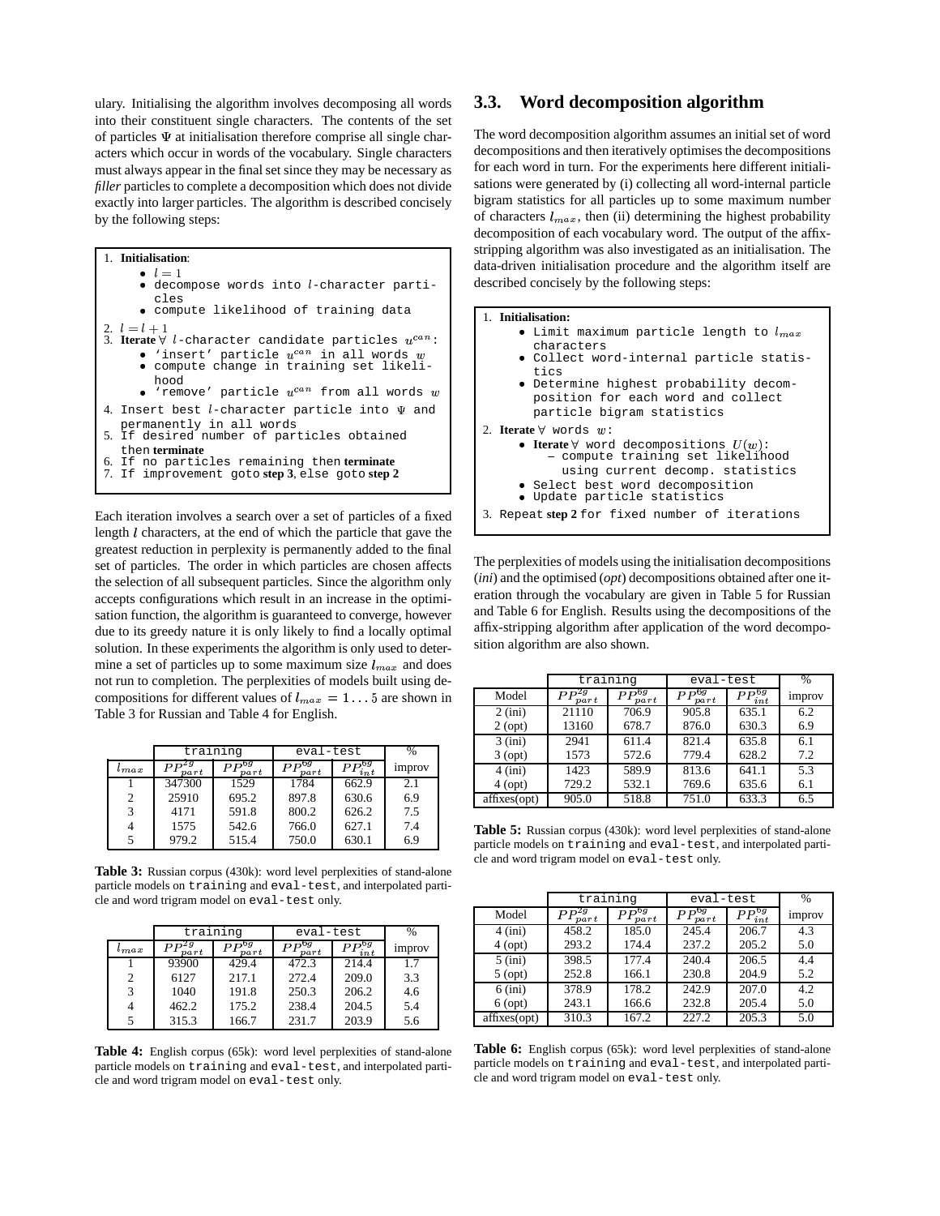ulary. Initialising the algorithm involves decomposing all words into their constituent single characters. The contents of the set of particles $\Psi$ at initialisation therefore comprise all single characters which occur in words of the vocabulary. Single characters must always appear in the final set since they may be necessary as *filler* particles to complete a decomposition which does not divide exactly into larger particles. The algorithm is described concisely by the following steps:

1. **Initialisation**:
   - $l = 1$
   - decompose words into $l$-character particles
   - compute likelihood of training data
2. $l = l + 1$
3. **Iterate** $\forall$ $l$-character candidate particles $u^{can}$:
   - 'insert' particle $u^{can}$ in all words $w$
   - compute change in training set likelihood
   - 'remove' particle $u^{can}$ from all words $w$
4. Insert best $l$-character particle into $\Psi$ and permanently in all words
5. If desired number of particles obtained then **terminate**
6. If no particles remaining then **terminate**
7. If improvement goto **step 3**, else goto **step 2**

Each iteration involves a search over a set of particles of a fixed length $l$ characters, at the end of which the particle that gave the greatest reduction in perplexity is permanently added to the final set of particles. The order in which particles are chosen affects the selection of all subsequent particles. Since the algorithm only accepts configurations which result in an increase in the optimisation function, the algorithm is guaranteed to converge, however due to its greedy nature it is only likely to find a locally optimal solution. In these experiments the algorithm is only used to determine a set of particles up to some maximum size $l_{max}$ and does not run to completion. The perplexities of models built using decompositions for different values of $l_{max} = 1 \ldots 5$ are shown in Table 3 for Russian and Table 4 for English.

| | training | | eval-test | | % |
|---|---|---|---|---|---|
| $l_{max}$ | $PP^{2g}_{part}$ | $PP^{6g}_{part}$ | $PP^{6g}_{part}$ | $PP^{6g}_{int}$ | improv |
| 1 | 347300 | 1529 | 1784 | 662.9 | 2.1 |
| 2 | 25910 | 695.2 | 897.8 | 630.6 | 6.9 |
| 3 | 4171 | 591.8 | 800.2 | 626.2 | 7.5 |
| 4 | 1575 | 542.6 | 766.0 | 627.1 | 7.4 |
| 5 | 979.2 | 515.4 | 750.0 | 630.1 | 6.9 |

**Table 3:** Russian corpus (430k): word level perplexities of stand-alone particle models on training and eval-test, and interpolated particle and word trigram model on eval-test only.

| | training | | eval-test | | % |
|---|---|---|---|---|---|
| $l_{max}$ | $PP^{2g}_{part}$ | $PP^{6g}_{part}$ | $PP^{6g}_{part}$ | $PP^{6g}_{int}$ | improv |
| 1 | 93900 | 429.4 | 472.3 | 214.4 | 1.7 |
| 2 | 6127 | 217.1 | 272.4 | 209.0 | 3.3 |
| 3 | 1040 | 191.8 | 250.3 | 206.2 | 4.6 |
| 4 | 462.2 | 175.2 | 238.4 | 204.5 | 5.4 |
| 5 | 315.3 | 166.7 | 231.7 | 203.9 | 5.6 |

**Table 4:** English corpus (65k): word level perplexities of stand-alone particle models on training and eval-test, and interpolated particle and word trigram model on eval-test only.

## 3.3. Word decomposition algorithm

The word decomposition algorithm assumes an initial set of word decompositions and then iteratively optimises the decompositions for each word in turn. For the experiments here different initialisations were generated by (i) collecting all word-internal particle bigram statistics for all particles up to some maximum number of characters $l_{max}$, then (ii) determining the highest probability decomposition of each vocabulary word. The output of the affix-stripping algorithm was also investigated as an initialisation. The data-driven initialisation procedure and the algorithm itself are described concisely by the following steps:

1. **Initialisation:**
   - Limit maximum particle length to $l_{max}$ characters
   - Collect word-internal particle statistics
   - Determine highest probability decomposition for each word and collect particle bigram statistics
2. **Iterate** $\forall$ words $w$:
   - **Iterate** $\forall$ word decompositions $U(w)$:
     - compute training set likelihood using current decomp. statistics
   - Select best word decomposition
   - Update particle statistics
3. Repeat **step 2** for fixed number of iterations

The perplexities of models using the initialisation decompositions (*ini*) and the optimised (*opt*) decompositions obtained after one iteration through the vocabulary are given in Table 5 for Russian and Table 6 for English. Results using the decompositions of the affix-stripping algorithm after application of the word decomposition algorithm are also shown.

| | training | | eval-test | | % |
|---|---|---|---|---|---|
| Model | $PP^{2g}_{part}$ | $PP^{6g}_{part}$ | $PP^{6g}_{part}$ | $PP^{6g}_{int}$ | improv |
| 2 (ini) | 21110 | 706.9 | 905.8 | 635.1 | 6.2 |
| 2 (opt) | 13160 | 678.7 | 876.0 | 630.3 | 6.9 |
| 3 (ini) | 2941 | 611.4 | 821.4 | 635.8 | 6.1 |
| 3 (opt) | 1573 | 572.6 | 779.4 | 628.2 | 7.2 |
| 4 (ini) | 1423 | 589.9 | 813.6 | 641.1 | 5.3 |
| 4 (opt) | 729.2 | 532.1 | 769.6 | 635.6 | 6.1 |
| affixes(opt) | 905.0 | 518.8 | 751.0 | 633.3 | 6.5 |

**Table 5:** Russian corpus (430k): word level perplexities of stand-alone particle models on training and eval-test, and interpolated particle and word trigram model on eval-test only.

| | training | | eval-test | | % |
|---|---|---|---|---|---|
| Model | $PP^{2g}_{part}$ | $PP^{6g}_{part}$ | $PP^{6g}_{part}$ | $PP^{6g}_{int}$ | improv |
| 4 (ini) | 458.2 | 185.0 | 245.4 | 206.7 | 4.3 |
| 4 (opt) | 293.2 | 174.4 | 237.2 | 205.2 | 5.0 |
| 5 (ini) | 398.5 | 177.4 | 240.4 | 206.5 | 4.4 |
| 5 (opt) | 252.8 | 166.1 | 230.8 | 204.9 | 5.2 |
| 6 (ini) | 378.9 | 178.2 | 242.9 | 207.0 | 4.2 |
| 6 (opt) | 243.1 | 166.6 | 232.8 | 205.4 | 5.0 |
| affixes(opt) | 310.3 | 167.2 | 227.2 | 205.3 | 5.0 |

**Table 6:** English corpus (65k): word level perplexities of stand-alone particle models on training and eval-test, and interpolated particle and word trigram model on eval-test only.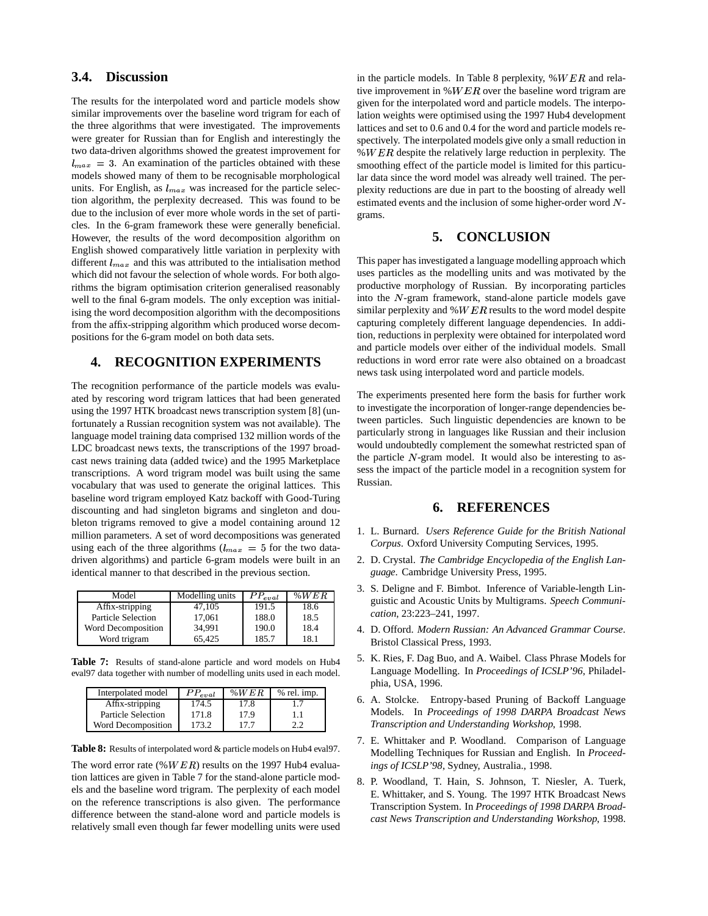## 3.4. Discussion

The results for the interpolated word and particle models show similar improvements over the baseline word trigram for each of the three algorithms that were investigated. The improvements were greater for Russian than for English and interestingly the two data-driven algorithms showed the greatest improvement for $l_{max} = 3$. An examination of the particles obtained with these models showed many of them to be recognisable morphological units. For English, as $l_{max}$ was increased for the particle selection algorithm, the perplexity decreased. This was found to be due to the inclusion of ever more whole words in the set of particles. In the 6-gram framework these were generally beneficial. However, the results of the word decomposition algorithm on English showed comparatively little variation in perplexity with different $l_{max}$ and this was attributed to the intialisation method which did not favour the selection of whole words. For both algorithms the bigram optimisation criterion generalised reasonably well to the final 6-gram models. The only exception was initialising the word decomposition algorithm with the decompositions from the affix-stripping algorithm which produced worse decompositions for the 6-gram model on both data sets.

# 4. RECOGNITION EXPERIMENTS

The recognition performance of the particle models was evaluated by rescoring word trigram lattices that had been generated using the 1997 HTK broadcast news transcription system [8] (unfortunately a Russian recognition system was not available). The language model training data comprised 132 million words of the LDC broadcast news texts, the transcriptions of the 1997 broadcast news training data (added twice) and the 1995 Marketplace transcriptions. A word trigram model was built using the same vocabulary that was used to generate the original lattices. This baseline word trigram employed Katz backoff with Good-Turing discounting and had singleton bigrams and singleton and doubleton trigrams removed to give a model containing around 12 million parameters. A set of word decompositions was generated using each of the three algorithms ($l_{max} = 5$ for the two data-driven algorithms) and particle 6-gram models were built in an identical manner to that described in the previous section.

| Model | Modelling units | $PP_{eval}$ | $\%WER$ |
|---|---|---|---|
| Affix-stripping | 47,105 | 191.5 | 18.6 |
| Particle Selection | 17,061 | 188.0 | 18.5 |
| Word Decomposition | 34,991 | 190.0 | 18.4 |
| Word trigram | 65,425 | 185.7 | 18.1 |

**Table 7:** Results of stand-alone particle and word models on Hub4 eval97 data together with number of modelling units used in each model.

| Interpolated model | $PP_{eval}$ | $\%WER$ | % rel. imp. |
|---|---|---|---|
| Affix-stripping | 174.5 | 17.8 | 1.7 |
| Particle Selection | 171.8 | 17.9 | 1.1 |
| Word Decomposition | 173.2 | 17.7 | 2.2 |

**Table 8:** Results of interpolated word & particle models on Hub4 eval97.

The word error rate ($\%WER$) results on the 1997 Hub4 evaluation lattices are given in Table 7 for the stand-alone particle models and the baseline word trigram. The perplexity of each model on the reference transcriptions is also given. The performance difference between the stand-alone word and particle models is relatively small even though far fewer modelling units were used in the particle models. In Table 8 perplexity, $\%WER$ and relative improvement in $\%WER$ over the baseline word trigram are given for the interpolated word and particle models. The interpolation weights were optimised using the 1997 Hub4 development lattices and set to 0.6 and 0.4 for the word and particle models respectively. The interpolated models give only a small reduction in $\%WER$ despite the relatively large reduction in perplexity. The smoothing effect of the particle model is limited for this particular data since the word model was already well trained. The perplexity reductions are due in part to the boosting of already well estimated events and the inclusion of some higher-order word $N$-grams.

# 5. CONCLUSION

This paper has investigated a language modelling approach which uses particles as the modelling units and was motivated by the productive morphology of Russian. By incorporating particles into the $N$-gram framework, stand-alone particle models gave similar perplexity and $\%WER$ results to the word model despite capturing completely different language dependencies. In addition, reductions in perplexity were obtained for interpolated word and particle models over either of the individual models. Small reductions in word error rate were also obtained on a broadcast news task using interpolated word and particle models.

The experiments presented here form the basis for further work to investigate the incorporation of longer-range dependencies between particles. Such linguistic dependencies are known to be particularly strong in languages like Russian and their inclusion would undoubtedly complement the somewhat restricted span of the particle $N$-gram model. It would also be interesting to assess the impact of the particle model in a recognition system for Russian.

# 6. REFERENCES

1. L. Burnard. *Users Reference Guide for the British National Corpus*. Oxford University Computing Services, 1995.
2. D. Crystal. *The Cambridge Encyclopedia of the English Language*. Cambridge University Press, 1995.
3. S. Deligne and F. Bimbot. Inference of Variable-length Linguistic and Acoustic Units by Multigrams. *Speech Communication*, 23:223–241, 1997.
4. D. Offord. *Modern Russian: An Advanced Grammar Course*. Bristol Classical Press, 1993.
5. K. Ries, F. Dag Buo, and A. Waibel. Class Phrase Models for Language Modelling. In *Proceedings of ICSLP'96*, Philadelphia, USA, 1996.
6. A. Stolcke. Entropy-based Pruning of Backoff Language Models. In *Proceedings of 1998 DARPA Broadcast News Transcription and Understanding Workshop*, 1998.
7. E. Whittaker and P. Woodland. Comparison of Language Modelling Techniques for Russian and English. In *Proceedings of ICSLP'98*, Sydney, Australia., 1998.
8. P. Woodland, T. Hain, S. Johnson, T. Niesler, A. Tuerk, E. Whittaker, and S. Young. The 1997 HTK Broadcast News Transcription System. In *Proceedings of 1998 DARPA Broadcast News Transcription and Understanding Workshop*, 1998.